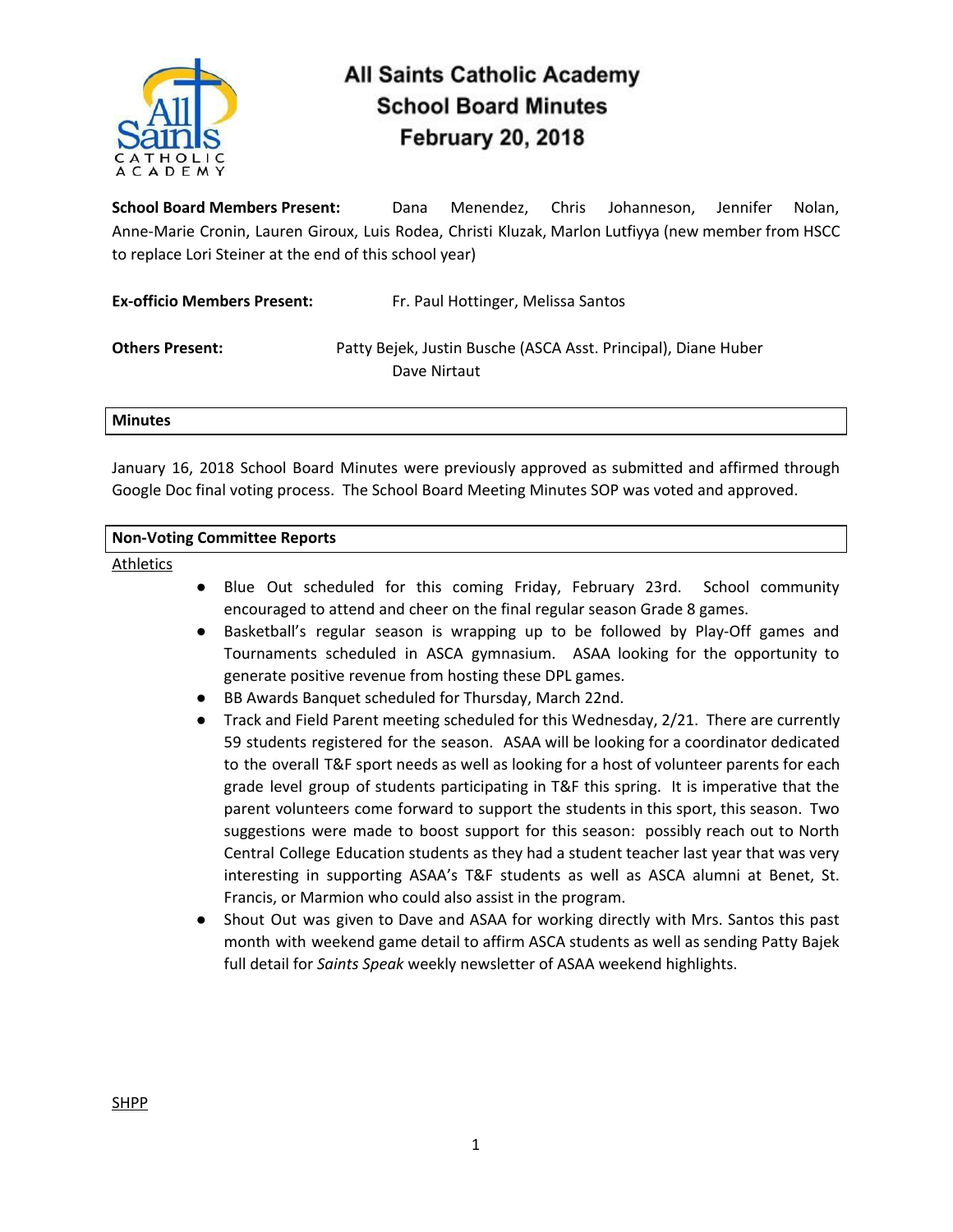# All Saints Catholic Academy
## School Board Minutes
## February 20, 2018

**School Board Members Present:** Dana Menendez, Chris Johanneson, Jennifer Nolan, Anne-Marie Cronin, Lauren Giroux, Luis Rodea, Christi Kluzak, Marlon Lutfiyya (new member from HSCC to replace Lori Steiner at the end of this school year)

**Ex-officio Members Present:** Fr. Paul Hottinger, Melissa Santos

**Others Present:** Patty Bejek, Justin Busche (ASCA Asst. Principal), Diane Huber Dave Nirtaut

### Minutes

January 16, 2018 School Board Minutes were previously approved as submitted and affirmed through Google Doc final voting process. The School Board Meeting Minutes SOP was voted and approved.

### Non-Voting Committee Reports

Athletics

- Blue Out scheduled for this coming Friday, February 23rd. School community encouraged to attend and cheer on the final regular season Grade 8 games.
- Basketball's regular season is wrapping up to be followed by Play-Off games and Tournaments scheduled in ASCA gymnasium. ASAA looking for the opportunity to generate positive revenue from hosting these DPL games.
- BB Awards Banquet scheduled for Thursday, March 22nd.
- Track and Field Parent meeting scheduled for this Wednesday, 2/21. There are currently 59 students registered for the season. ASAA will be looking for a coordinator dedicated to the overall T&F sport needs as well as looking for a host of volunteer parents for each grade level group of students participating in T&F this spring. It is imperative that the parent volunteers come forward to support the students in this sport, this season. Two suggestions were made to boost support for this season: possibly reach out to North Central College Education students as they had a student teacher last year that was very interesting in supporting ASAA's T&F students as well as ASCA alumni at Benet, St. Francis, or Marmion who could also assist in the program.
- Shout Out was given to Dave and ASAA for working directly with Mrs. Santos this past month with weekend game detail to affirm ASCA students as well as sending Patty Bajek full detail for *Saints Speak* weekly newsletter of ASAA weekend highlights.

SHPP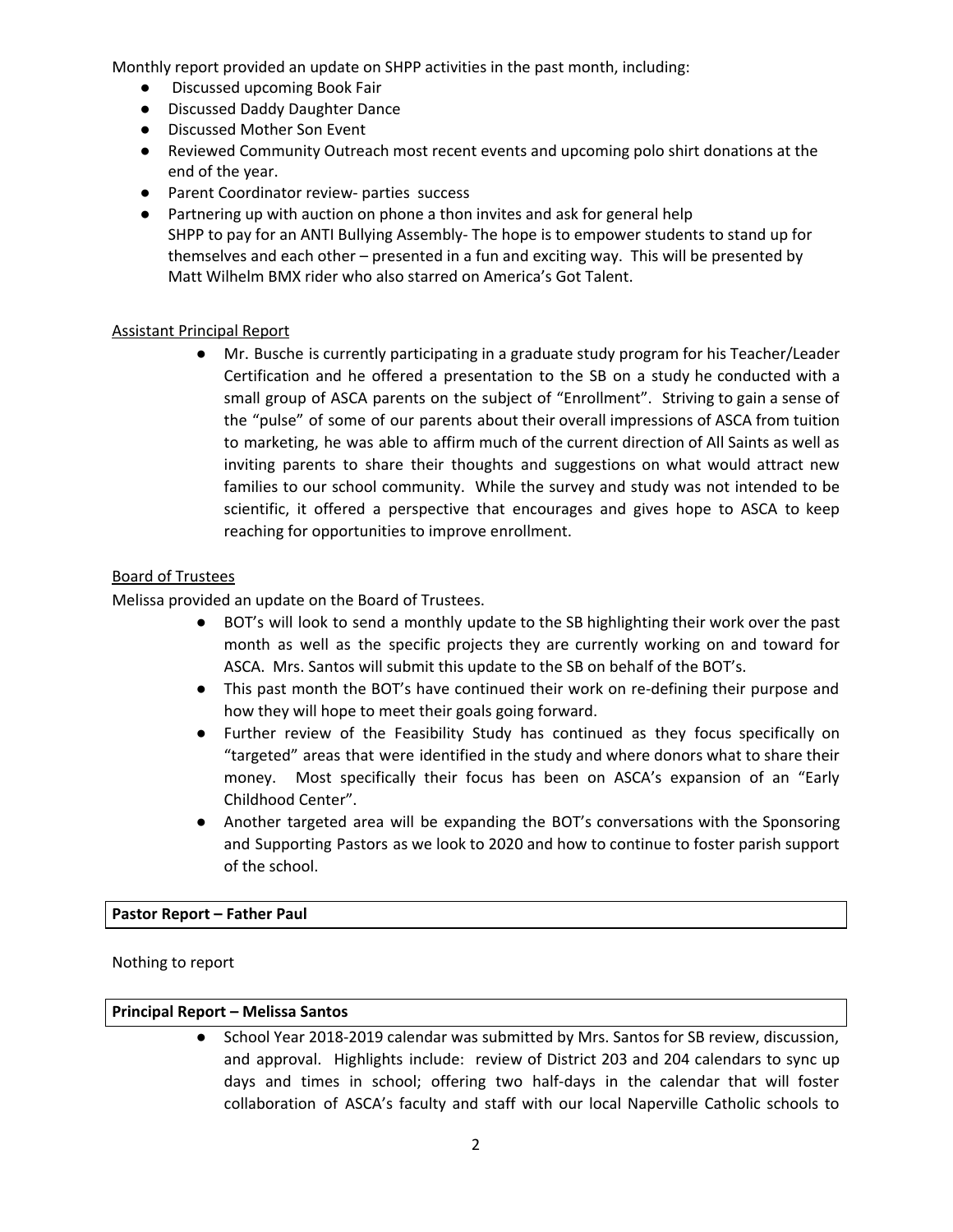Monthly report provided an update on SHPP activities in the past month, including:

- Discussed upcoming Book Fair
- Discussed Daddy Daughter Dance
- Discussed Mother Son Event
- Reviewed Community Outreach most recent events and upcoming polo shirt donations at the end of the year.
- Parent Coordinator review- parties success
- Partnering up with auction on phone a thon invites and ask for general help
  SHPP to pay for an ANTI Bullying Assembly- The hope is to empower students to stand up for themselves and each other – presented in a fun and exciting way. This will be presented by Matt Wilhelm BMX rider who also starred on America's Got Talent.

<u>Assistant Principal Report</u>

- Mr. Busche is currently participating in a graduate study program for his Teacher/Leader Certification and he offered a presentation to the SB on a study he conducted with a small group of ASCA parents on the subject of "Enrollment". Striving to gain a sense of the "pulse" of some of our parents about their overall impressions of ASCA from tuition to marketing, he was able to affirm much of the current direction of All Saints as well as inviting parents to share their thoughts and suggestions on what would attract new families to our school community. While the survey and study was not intended to be scientific, it offered a perspective that encourages and gives hope to ASCA to keep reaching for opportunities to improve enrollment.

<u>Board of Trustees</u>

Melissa provided an update on the Board of Trustees.

- BOT's will look to send a monthly update to the SB highlighting their work over the past month as well as the specific projects they are currently working on and toward for ASCA. Mrs. Santos will submit this update to the SB on behalf of the BOT's.
- This past month the BOT's have continued their work on re-defining their purpose and how they will hope to meet their goals going forward.
- Further review of the Feasibility Study has continued as they focus specifically on "targeted" areas that were identified in the study and where donors what to share their money. Most specifically their focus has been on ASCA's expansion of an "Early Childhood Center".
- Another targeted area will be expanding the BOT's conversations with the Sponsoring and Supporting Pastors as we look to 2020 and how to continue to foster parish support of the school.

**Pastor Report – Father Paul**

Nothing to report

**Principal Report – Melissa Santos**

- School Year 2018-2019 calendar was submitted by Mrs. Santos for SB review, discussion, and approval. Highlights include: review of District 203 and 204 calendars to sync up days and times in school; offering two half-days in the calendar that will foster collaboration of ASCA's faculty and staff with our local Naperville Catholic schools to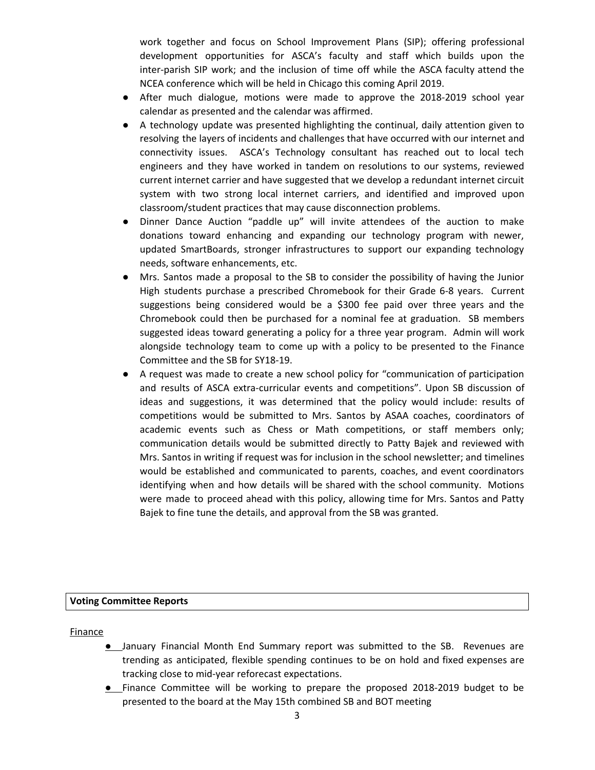work together and focus on School Improvement Plans (SIP); offering professional development opportunities for ASCA's faculty and staff which builds upon the inter-parish SIP work; and the inclusion of time off while the ASCA faculty attend the NCEA conference which will be held in Chicago this coming April 2019.

- After much dialogue, motions were made to approve the 2018-2019 school year calendar as presented and the calendar was affirmed.
- A technology update was presented highlighting the continual, daily attention given to resolving the layers of incidents and challenges that have occurred with our internet and connectivity issues. ASCA's Technology consultant has reached out to local tech engineers and they have worked in tandem on resolutions to our systems, reviewed current internet carrier and have suggested that we develop a redundant internet circuit system with two strong local internet carriers, and identified and improved upon classroom/student practices that may cause disconnection problems.
- Dinner Dance Auction "paddle up" will invite attendees of the auction to make donations toward enhancing and expanding our technology program with newer, updated SmartBoards, stronger infrastructures to support our expanding technology needs, software enhancements, etc.
- Mrs. Santos made a proposal to the SB to consider the possibility of having the Junior High students purchase a prescribed Chromebook for their Grade 6-8 years. Current suggestions being considered would be a $300 fee paid over three years and the Chromebook could then be purchased for a nominal fee at graduation. SB members suggested ideas toward generating a policy for a three year program. Admin will work alongside technology team to come up with a policy to be presented to the Finance Committee and the SB for SY18-19.
- A request was made to create a new school policy for "communication of participation and results of ASCA extra-curricular events and competitions". Upon SB discussion of ideas and suggestions, it was determined that the policy would include: results of competitions would be submitted to Mrs. Santos by ASAA coaches, coordinators of academic events such as Chess or Math competitions, or staff members only; communication details would be submitted directly to Patty Bajek and reviewed with Mrs. Santos in writing if request was for inclusion in the school newsletter; and timelines would be established and communicated to parents, coaches, and event coordinators identifying when and how details will be shared with the school community. Motions were made to proceed ahead with this policy, allowing time for Mrs. Santos and Patty Bajek to fine tune the details, and approval from the SB was granted.

**Voting Committee Reports**

Finance

- January Financial Month End Summary report was submitted to the SB. Revenues are trending as anticipated, flexible spending continues to be on hold and fixed expenses are tracking close to mid-year reforecast expectations.
- Finance Committee will be working to prepare the proposed 2018-2019 budget to be presented to the board at the May 15th combined SB and BOT meeting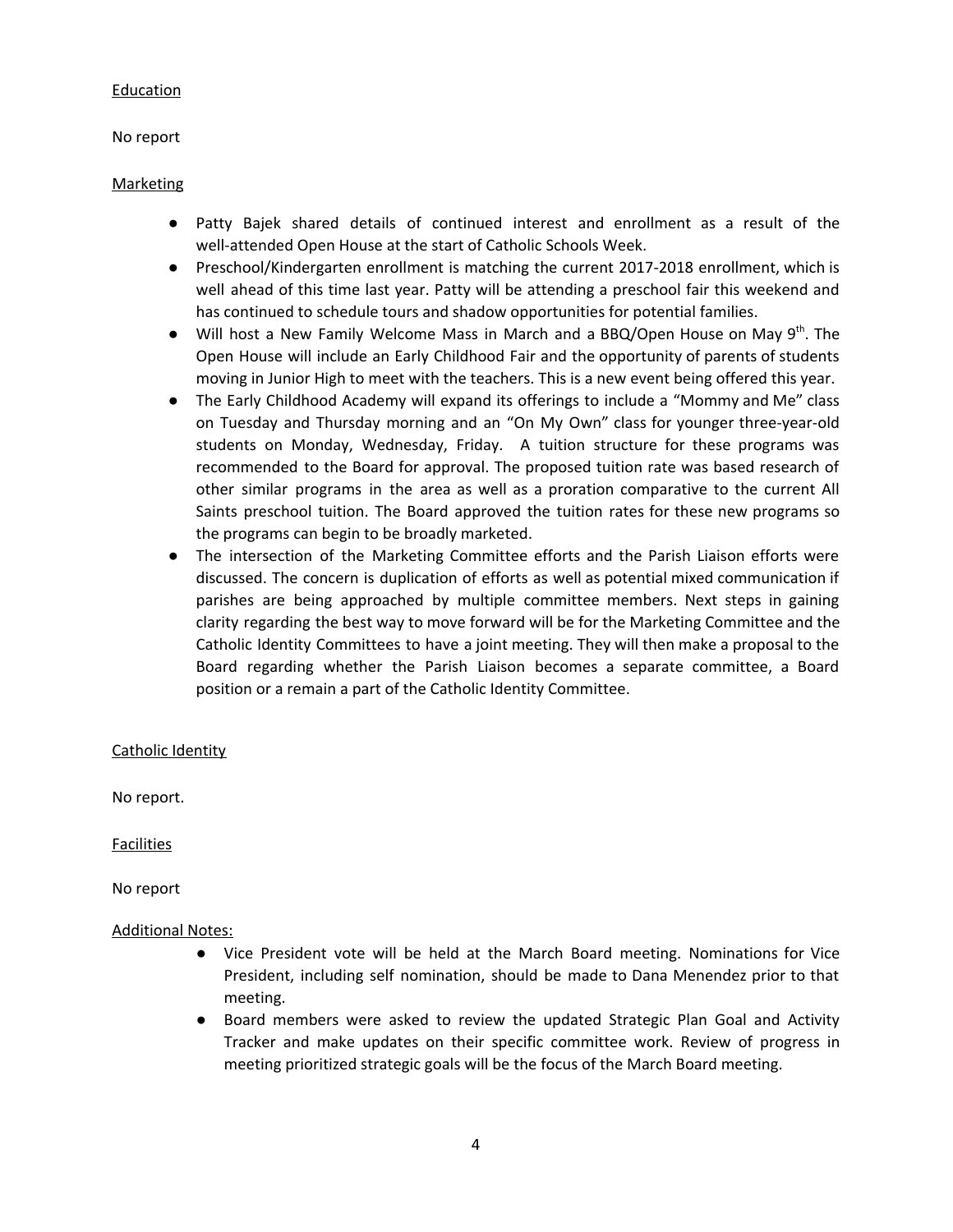Education

No report

Marketing

- Patty Bajek shared details of continued interest and enrollment as a result of the well-attended Open House at the start of Catholic Schools Week.
- Preschool/Kindergarten enrollment is matching the current 2017-2018 enrollment, which is well ahead of this time last year. Patty will be attending a preschool fair this weekend and has continued to schedule tours and shadow opportunities for potential families.
- Will host a New Family Welcome Mass in March and a BBQ/Open House on May 9th. The Open House will include an Early Childhood Fair and the opportunity of parents of students moving in Junior High to meet with the teachers. This is a new event being offered this year.
- The Early Childhood Academy will expand its offerings to include a "Mommy and Me" class on Tuesday and Thursday morning and an "On My Own" class for younger three-year-old students on Monday, Wednesday, Friday. A tuition structure for these programs was recommended to the Board for approval. The proposed tuition rate was based research of other similar programs in the area as well as a proration comparative to the current All Saints preschool tuition. The Board approved the tuition rates for these new programs so the programs can begin to be broadly marketed.
- The intersection of the Marketing Committee efforts and the Parish Liaison efforts were discussed. The concern is duplication of efforts as well as potential mixed communication if parishes are being approached by multiple committee members. Next steps in gaining clarity regarding the best way to move forward will be for the Marketing Committee and the Catholic Identity Committees to have a joint meeting. They will then make a proposal to the Board regarding whether the Parish Liaison becomes a separate committee, a Board position or a remain a part of the Catholic Identity Committee.

Catholic Identity

No report.

Facilities

No report

Additional Notes:

- Vice President vote will be held at the March Board meeting. Nominations for Vice President, including self nomination, should be made to Dana Menendez prior to that meeting.
- Board members were asked to review the updated Strategic Plan Goal and Activity Tracker and make updates on their specific committee work. Review of progress in meeting prioritized strategic goals will be the focus of the March Board meeting.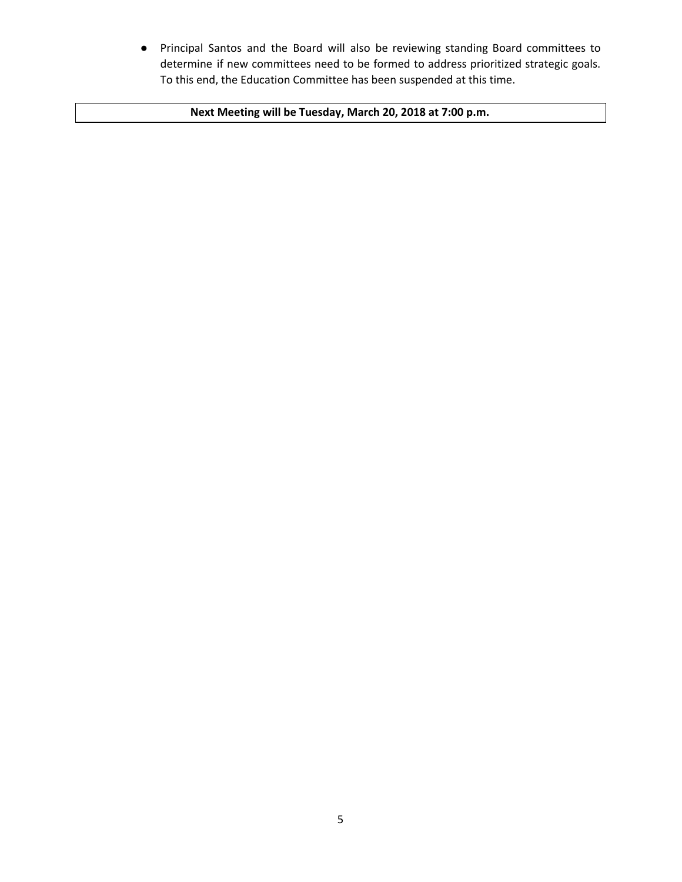- Principal Santos and the Board will also be reviewing standing Board committees to determine if new committees need to be formed to address prioritized strategic goals. To this end, the Education Committee has been suspended at this time.

**Next Meeting will be Tuesday, March 20, 2018 at 7:00 p.m.**